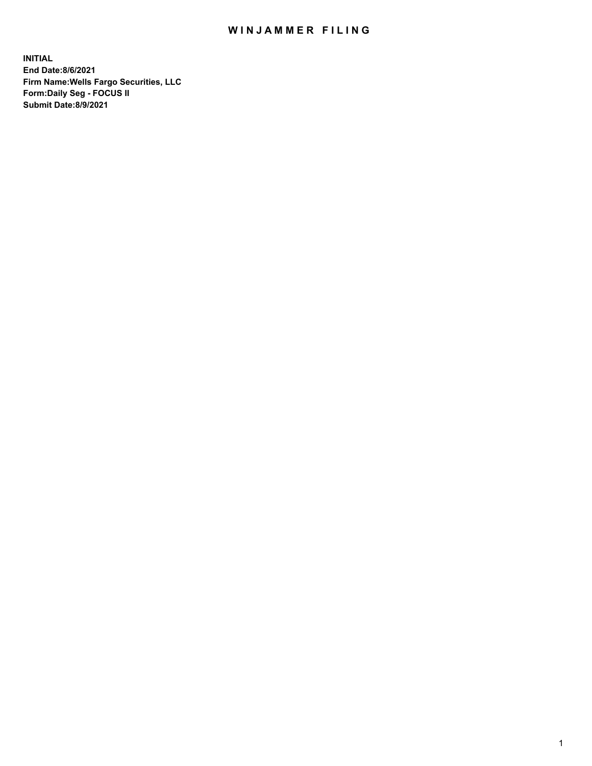# WINJAMMER FILING

**INITIAL**
**End Date:8/6/2021**
**Firm Name:Wells Fargo Securities, LLC**
**Form:Daily Seg - FOCUS II**
**Submit Date:8/9/2021**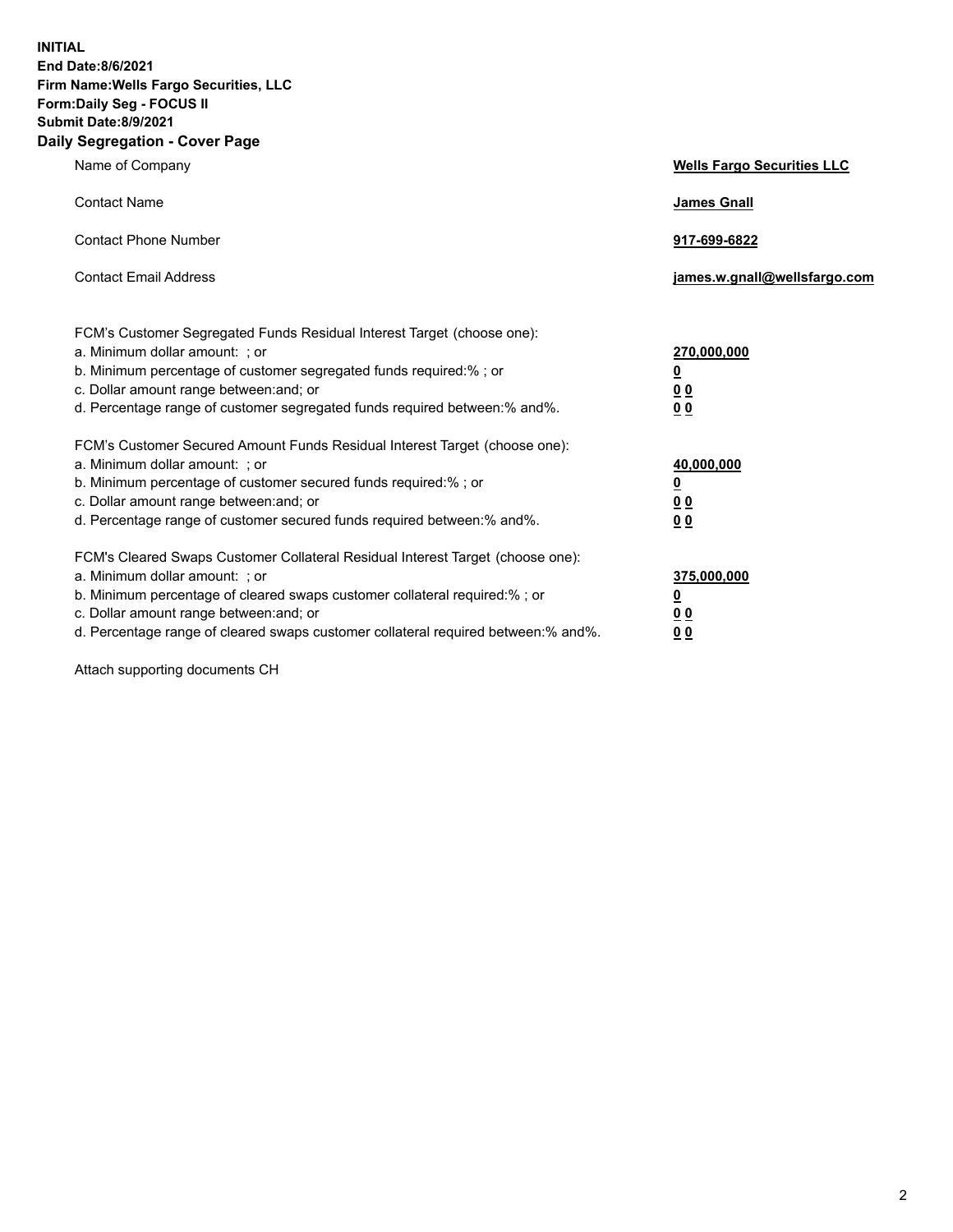**INITIAL**
**End Date:8/6/2021**
**Firm Name:Wells Fargo Securities, LLC**
**Form:Daily Seg - FOCUS II**
**Submit Date:8/9/2021**

## Daily Segregation - Cover Page

| | |
|---|---|
| Name of Company | **Wells Fargo Securities LLC** |
| Contact Name | **James Gnall** |
| Contact Phone Number | **917-699-6822** |
| Contact Email Address | **james.w.gnall@wellsfargo.com** |

| | |
|---|---|
| FCM's Customer Segregated Funds Residual Interest Target (choose one): | |
| a. Minimum dollar amount: ; or | **270,000,000** |
| b. Minimum percentage of customer segregated funds required:% ; or | **0** |
| c. Dollar amount range between:and; or | **0 0** |
| d. Percentage range of customer segregated funds required between:% and%. | **0 0** |
| FCM's Customer Secured Amount Funds Residual Interest Target (choose one): | |
| a. Minimum dollar amount: ; or | **40,000,000** |
| b. Minimum percentage of customer secured funds required:% ; or | **0** |
| c. Dollar amount range between:and; or | **0 0** |
| d. Percentage range of customer secured funds required between:% and%. | **0 0** |
| FCM's Cleared Swaps Customer Collateral Residual Interest Target (choose one): | |
| a. Minimum dollar amount: ; or | **375,000,000** |
| b. Minimum percentage of cleared swaps customer collateral required:% ; or | **0** |
| c. Dollar amount range between:and; or | **0 0** |
| d. Percentage range of cleared swaps customer collateral required between:% and%. | **0 0** |

Attach supporting documents CH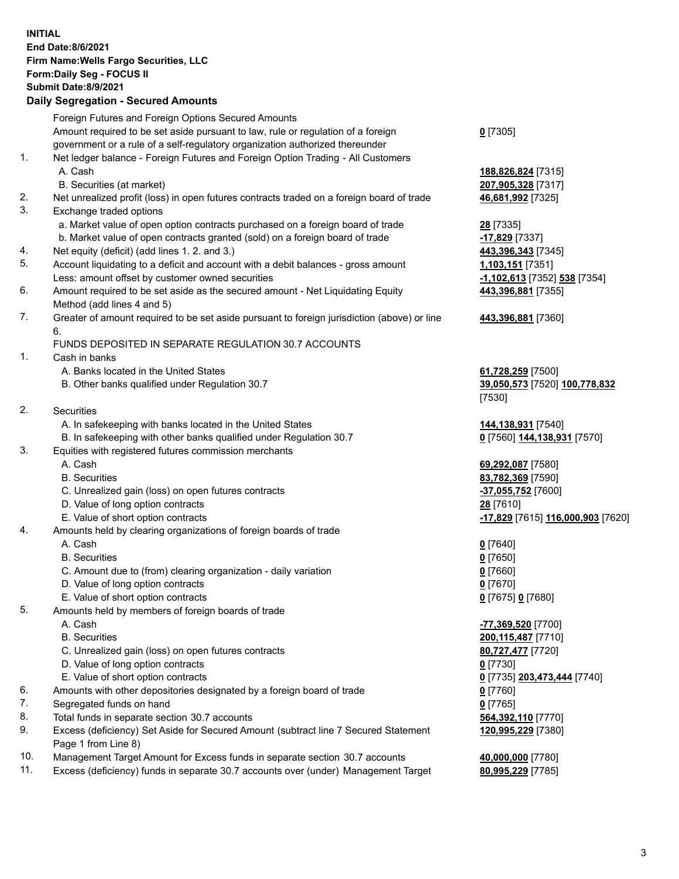**INITIAL**
**End Date:8/6/2021**
**Firm Name:Wells Fargo Securities, LLC**
**Form:Daily Seg - FOCUS II**
**Submit Date:8/9/2021**

### Daily Segregation - Secured Amounts

| | | |
|---|---|---|
| | Foreign Futures and Foreign Options Secured Amounts | |
| | Amount required to be set aside pursuant to law, rule or regulation of a foreign government or a rule of a self-regulatory organization authorized thereunder | **0** [7305] |
| 1. | Net ledger balance - Foreign Futures and Foreign Option Trading - All Customers | |
| | A. Cash | **188,826,824** [7315] |
| | B. Securities (at market) | **207,905,328** [7317] |
| 2. | Net unrealized profit (loss) in open futures contracts traded on a foreign board of trade | **46,681,992** [7325] |
| 3. | Exchange traded options | |
| | a. Market value of open option contracts purchased on a foreign board of trade | **28** [7335] |
| | b. Market value of open contracts granted (sold) on a foreign board of trade | **-17,829** [7337] |
| 4. | Net equity (deficit) (add lines 1. 2. and 3.) | **443,396,343** [7345] |
| 5. | Account liquidating to a deficit and account with a debit balances - gross amount | **1,103,151** [7351] |
| | Less: amount offset by customer owned securities | **-1,102,613** [7352] **538** [7354] |
| 6. | Amount required to be set aside as the secured amount - Net Liquidating Equity Method (add lines 4 and 5) | **443,396,881** [7355] |
| 7. | Greater of amount required to be set aside pursuant to foreign jurisdiction (above) or line 6. | **443,396,881** [7360] |
| | FUNDS DEPOSITED IN SEPARATE REGULATION 30.7 ACCOUNTS | |
| 1. | Cash in banks | |
| | A. Banks located in the United States | **61,728,259** [7500] |
| | B. Other banks qualified under Regulation 30.7 | **39,050,573** [7520] **100,778,832** [7530] |
| 2. | Securities | |
| | A. In safekeeping with banks located in the United States | **144,138,931** [7540] |
| | B. In safekeeping with other banks qualified under Regulation 30.7 | **0** [7560] **144,138,931** [7570] |
| 3. | Equities with registered futures commission merchants | |
| | A. Cash | **69,292,087** [7580] |
| | B. Securities | **83,782,369** [7590] |
| | C. Unrealized gain (loss) on open futures contracts | **-37,055,752** [7600] |
| | D. Value of long option contracts | **28** [7610] |
| | E. Value of short option contracts | **-17,829** [7615] **116,000,903** [7620] |
| 4. | Amounts held by clearing organizations of foreign boards of trade | |
| | A. Cash | **0** [7640] |
| | B. Securities | **0** [7650] |
| | C. Amount due to (from) clearing organization - daily variation | **0** [7660] |
| | D. Value of long option contracts | **0** [7670] |
| | E. Value of short option contracts | **0** [7675] **0** [7680] |
| 5. | Amounts held by members of foreign boards of trade | |
| | A. Cash | **-77,369,520** [7700] |
| | B. Securities | **200,115,487** [7710] |
| | C. Unrealized gain (loss) on open futures contracts | **80,727,477** [7720] |
| | D. Value of long option contracts | **0** [7730] |
| | E. Value of short option contracts | **0** [7735] **203,473,444** [7740] |
| 6. | Amounts with other depositories designated by a foreign board of trade | **0** [7760] |
| 7. | Segregated funds on hand | **0** [7765] |
| 8. | Total funds in separate section 30.7 accounts | **564,392,110** [7770] |
| 9. | Excess (deficiency) Set Aside for Secured Amount (subtract line 7 Secured Statement Page 1 from Line 8) | **120,995,229** [7380] |
| 10. | Management Target Amount for Excess funds in separate section 30.7 accounts | **40,000,000** [7780] |
| 11. | Excess (deficiency) funds in separate 30.7 accounts over (under) Management Target | **80,995,229** [7785] |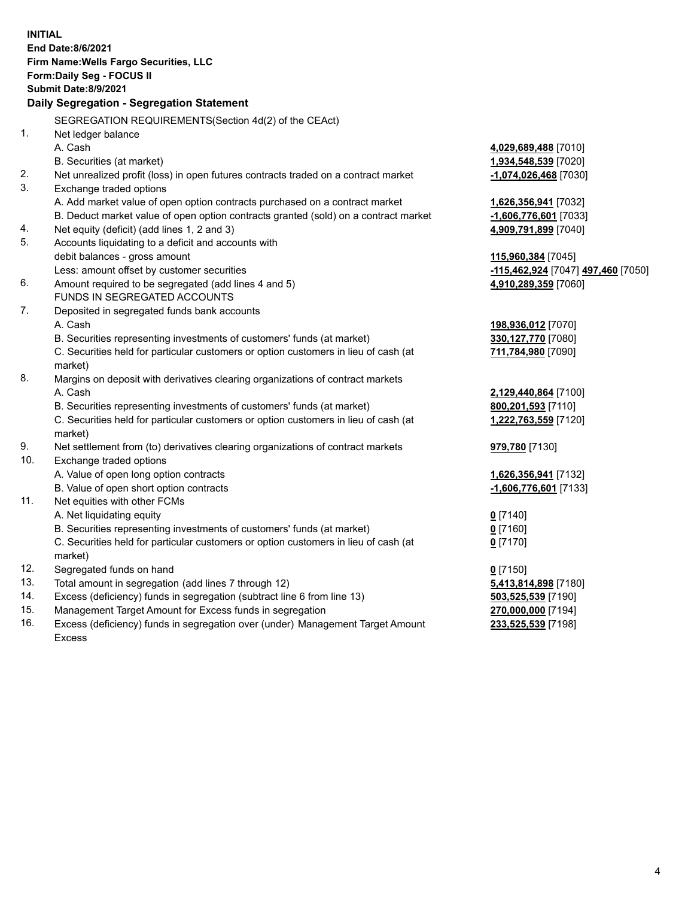**INITIAL**
**End Date:8/6/2021**
**Firm Name:Wells Fargo Securities, LLC**
**Form:Daily Seg - FOCUS II**
**Submit Date:8/9/2021**

## Daily Segregation - Segregation Statement

| | | |
|---|---|---|
| | SEGREGATION REQUIREMENTS(Section 4d(2) of the CEAct) | |
| 1. | Net ledger balance | |
| | A. Cash | **4,029,689,488** [7010] |
| | B. Securities (at market) | **1,934,548,539** [7020] |
| 2. | Net unrealized profit (loss) in open futures contracts traded on a contract market | **-1,074,026,468** [7030] |
| 3. | Exchange traded options | |
| | A. Add market value of open option contracts purchased on a contract market | **1,626,356,941** [7032] |
| | B. Deduct market value of open option contracts granted (sold) on a contract market | **-1,606,776,601** [7033] |
| 4. | Net equity (deficit) (add lines 1, 2 and 3) | **4,909,791,899** [7040] |
| 5. | Accounts liquidating to a deficit and accounts with | |
| | debit balances - gross amount | **115,960,384** [7045] |
| | Less: amount offset by customer securities | **-115,462,924** [7047] **497,460** [7050] |
| 6. | Amount required to be segregated (add lines 4 and 5) | **4,910,289,359** [7060] |
| | FUNDS IN SEGREGATED ACCOUNTS | |
| 7. | Deposited in segregated funds bank accounts | |
| | A. Cash | **198,936,012** [7070] |
| | B. Securities representing investments of customers' funds (at market) | **330,127,770** [7080] |
| | C. Securities held for particular customers or option customers in lieu of cash (at market) | **711,784,980** [7090] |
| 8. | Margins on deposit with derivatives clearing organizations of contract markets | |
| | A. Cash | **2,129,440,864** [7100] |
| | B. Securities representing investments of customers' funds (at market) | **800,201,593** [7110] |
| | C. Securities held for particular customers or option customers in lieu of cash (at market) | **1,222,763,559** [7120] |
| 9. | Net settlement from (to) derivatives clearing organizations of contract markets | **979,780** [7130] |
| 10. | Exchange traded options | |
| | A. Value of open long option contracts | **1,626,356,941** [7132] |
| | B. Value of open short option contracts | **-1,606,776,601** [7133] |
| 11. | Net equities with other FCMs | |
| | A. Net liquidating equity | **0** [7140] |
| | B. Securities representing investments of customers' funds (at market) | **0** [7160] |
| | C. Securities held for particular customers or option customers in lieu of cash (at market) | **0** [7170] |
| 12. | Segregated funds on hand | **0** [7150] |
| 13. | Total amount in segregation (add lines 7 through 12) | **5,413,814,898** [7180] |
| 14. | Excess (deficiency) funds in segregation (subtract line 6 from line 13) | **503,525,539** [7190] |
| 15. | Management Target Amount for Excess funds in segregation | **270,000,000** [7194] |
| 16. | Excess (deficiency) funds in segregation over (under) Management Target Amount Excess | **233,525,539** [7198] |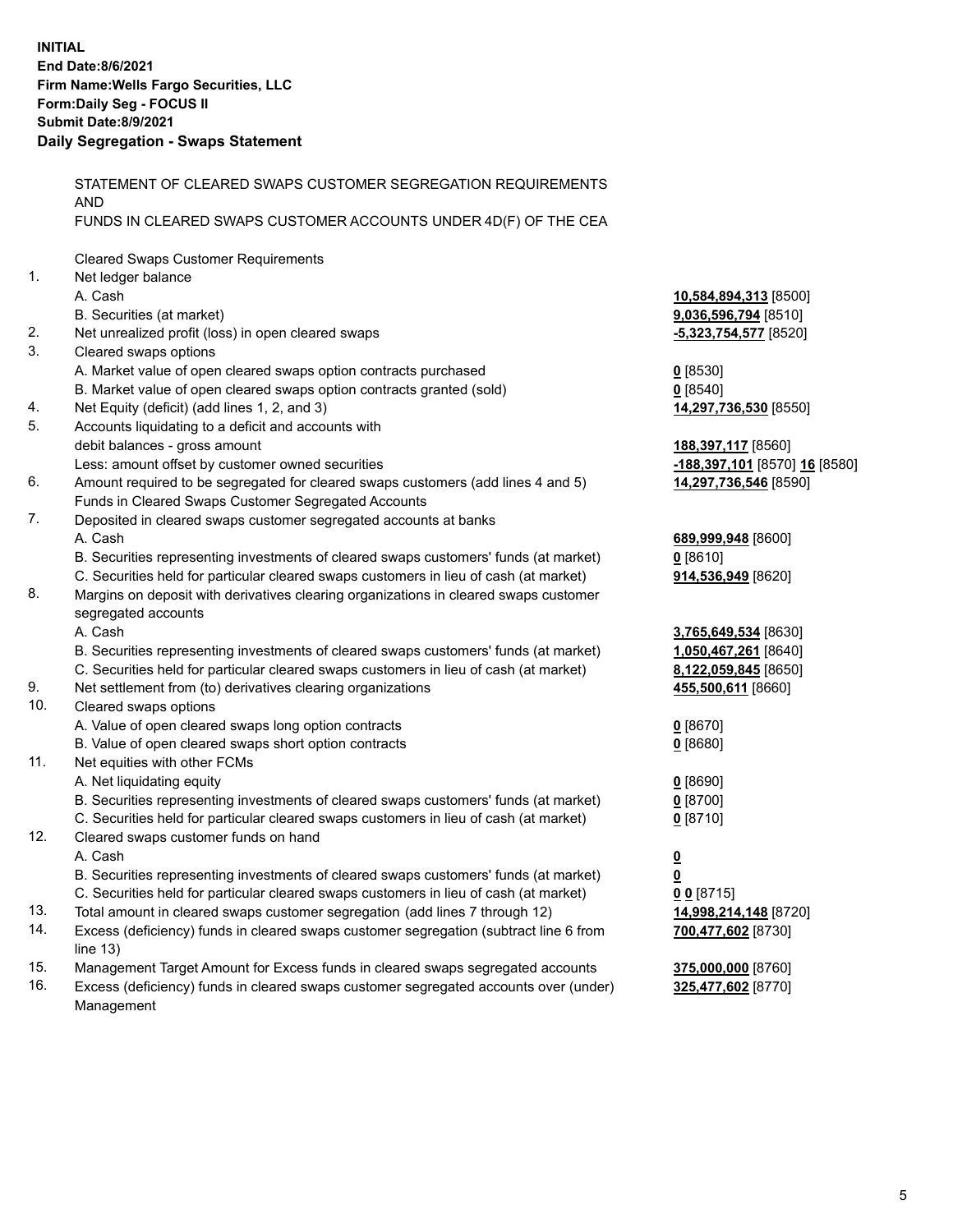**INITIAL**
**End Date:8/6/2021**
**Firm Name:Wells Fargo Securities, LLC**
**Form:Daily Seg - FOCUS II**
**Submit Date:8/9/2021**
**Daily Segregation - Swaps Statement**

STATEMENT OF CLEARED SWAPS CUSTOMER SEGREGATION REQUIREMENTS AND
FUNDS IN CLEARED SWAPS CUSTOMER ACCOUNTS UNDER 4D(F) OF THE CEA

| | | |
|---|---|---|
| | Cleared Swaps Customer Requirements | |
| 1. | Net ledger balance | |
| | A. Cash | **10,584,894,313** [8500] |
| | B. Securities (at market) | **9,036,596,794** [8510] |
| 2. | Net unrealized profit (loss) in open cleared swaps | **-5,323,754,577** [8520] |
| 3. | Cleared swaps options | |
| | A. Market value of open cleared swaps option contracts purchased | **0** [8530] |
| | B. Market value of open cleared swaps option contracts granted (sold) | **0** [8540] |
| 4. | Net Equity (deficit) (add lines 1, 2, and 3) | **14,297,736,530** [8550] |
| 5. | Accounts liquidating to a deficit and accounts with | |
| | debit balances - gross amount | **188,397,117** [8560] |
| | Less: amount offset by customer owned securities | **-188,397,101** [8570] **16** [8580] |
| 6. | Amount required to be segregated for cleared swaps customers (add lines 4 and 5) | **14,297,736,546** [8590] |
| | Funds in Cleared Swaps Customer Segregated Accounts | |
| 7. | Deposited in cleared swaps customer segregated accounts at banks | |
| | A. Cash | **689,999,948** [8600] |
| | B. Securities representing investments of cleared swaps customers' funds (at market) | **0** [8610] |
| | C. Securities held for particular cleared swaps customers in lieu of cash (at market) | **914,536,949** [8620] |
| 8. | Margins on deposit with derivatives clearing organizations in cleared swaps customer segregated accounts | |
| | A. Cash | **3,765,649,534** [8630] |
| | B. Securities representing investments of cleared swaps customers' funds (at market) | **1,050,467,261** [8640] |
| | C. Securities held for particular cleared swaps customers in lieu of cash (at market) | **8,122,059,845** [8650] |
| 9. | Net settlement from (to) derivatives clearing organizations | **455,500,611** [8660] |
| 10. | Cleared swaps options | |
| | A. Value of open cleared swaps long option contracts | **0** [8670] |
| | B. Value of open cleared swaps short option contracts | **0** [8680] |
| 11. | Net equities with other FCMs | |
| | A. Net liquidating equity | **0** [8690] |
| | B. Securities representing investments of cleared swaps customers' funds (at market) | **0** [8700] |
| | C. Securities held for particular cleared swaps customers in lieu of cash (at market) | **0** [8710] |
| 12. | Cleared swaps customer funds on hand | |
| | A. Cash | **0** |
| | B. Securities representing investments of cleared swaps customers' funds (at market) | **0** |
| | C. Securities held for particular cleared swaps customers in lieu of cash (at market) | **0** **0** [8715] |
| 13. | Total amount in cleared swaps customer segregation (add lines 7 through 12) | **14,998,214,148** [8720] |
| 14. | Excess (deficiency) funds in cleared swaps customer segregation (subtract line 6 from line 13) | **700,477,602** [8730] |
| 15. | Management Target Amount for Excess funds in cleared swaps segregated accounts | **375,000,000** [8760] |
| 16. | Excess (deficiency) funds in cleared swaps customer segregated accounts over (under) Management | **325,477,602** [8770] |